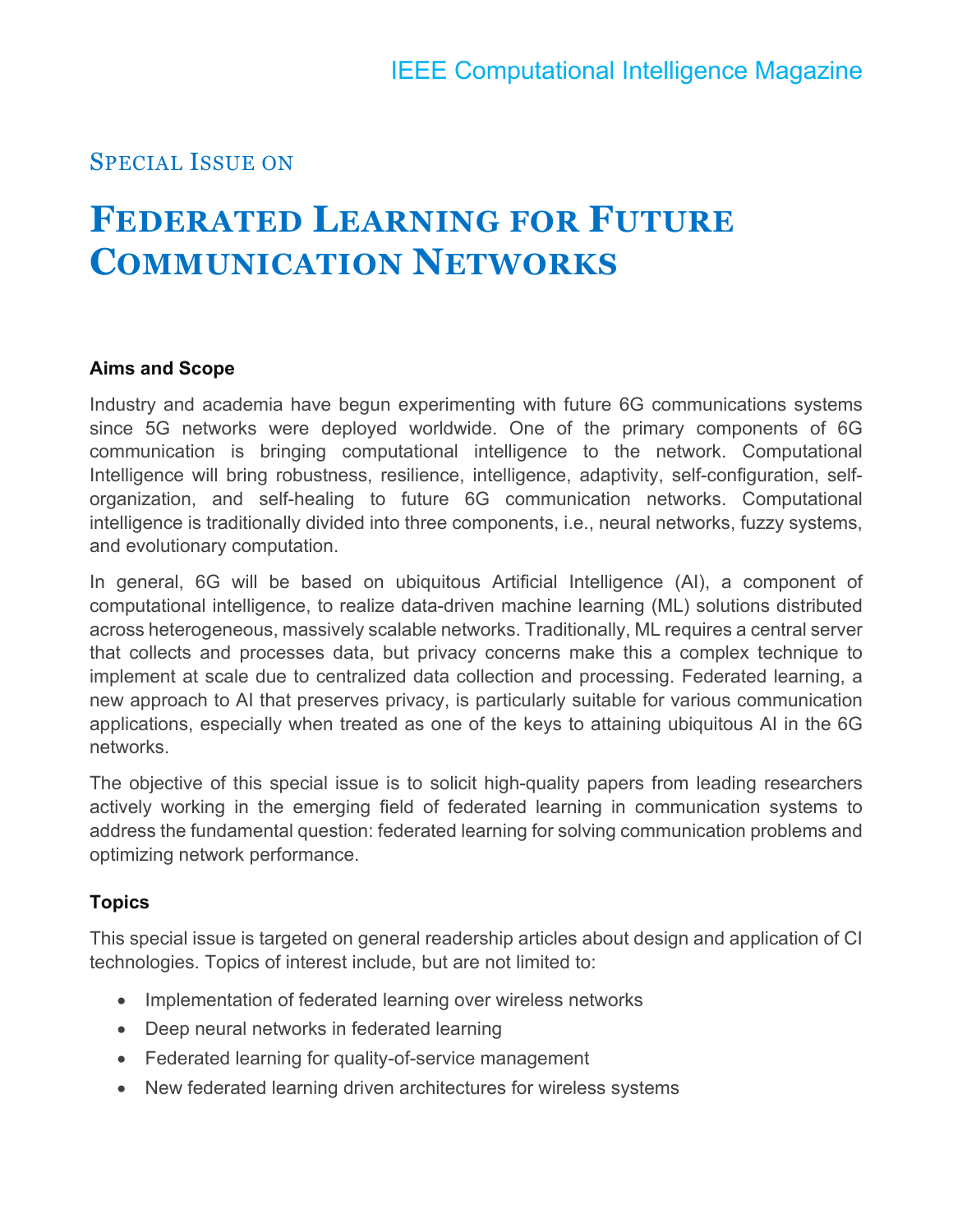IEEE Computational Intelligence Magazine

## Special Issue on

# Federated Learning for Future Communication Networks

### Aims and Scope

Industry and academia have begun experimenting with future 6G communications systems since 5G networks were deployed worldwide. One of the primary components of 6G communication is bringing computational intelligence to the network. Computational Intelligence will bring robustness, resilience, intelligence, adaptivity, self-configuration, self-organization, and self-healing to future 6G communication networks. Computational intelligence is traditionally divided into three components, i.e., neural networks, fuzzy systems, and evolutionary computation.

In general, 6G will be based on ubiquitous Artificial Intelligence (AI), a component of computational intelligence, to realize data-driven machine learning (ML) solutions distributed across heterogeneous, massively scalable networks. Traditionally, ML requires a central server that collects and processes data, but privacy concerns make this a complex technique to implement at scale due to centralized data collection and processing. Federated learning, a new approach to AI that preserves privacy, is particularly suitable for various communication applications, especially when treated as one of the keys to attaining ubiquitous AI in the 6G networks.

The objective of this special issue is to solicit high-quality papers from leading researchers actively working in the emerging field of federated learning in communication systems to address the fundamental question: federated learning for solving communication problems and optimizing network performance.

### Topics

This special issue is targeted on general readership articles about design and application of CI technologies. Topics of interest include, but are not limited to:

- Implementation of federated learning over wireless networks
- Deep neural networks in federated learning
- Federated learning for quality-of-service management
- New federated learning driven architectures for wireless systems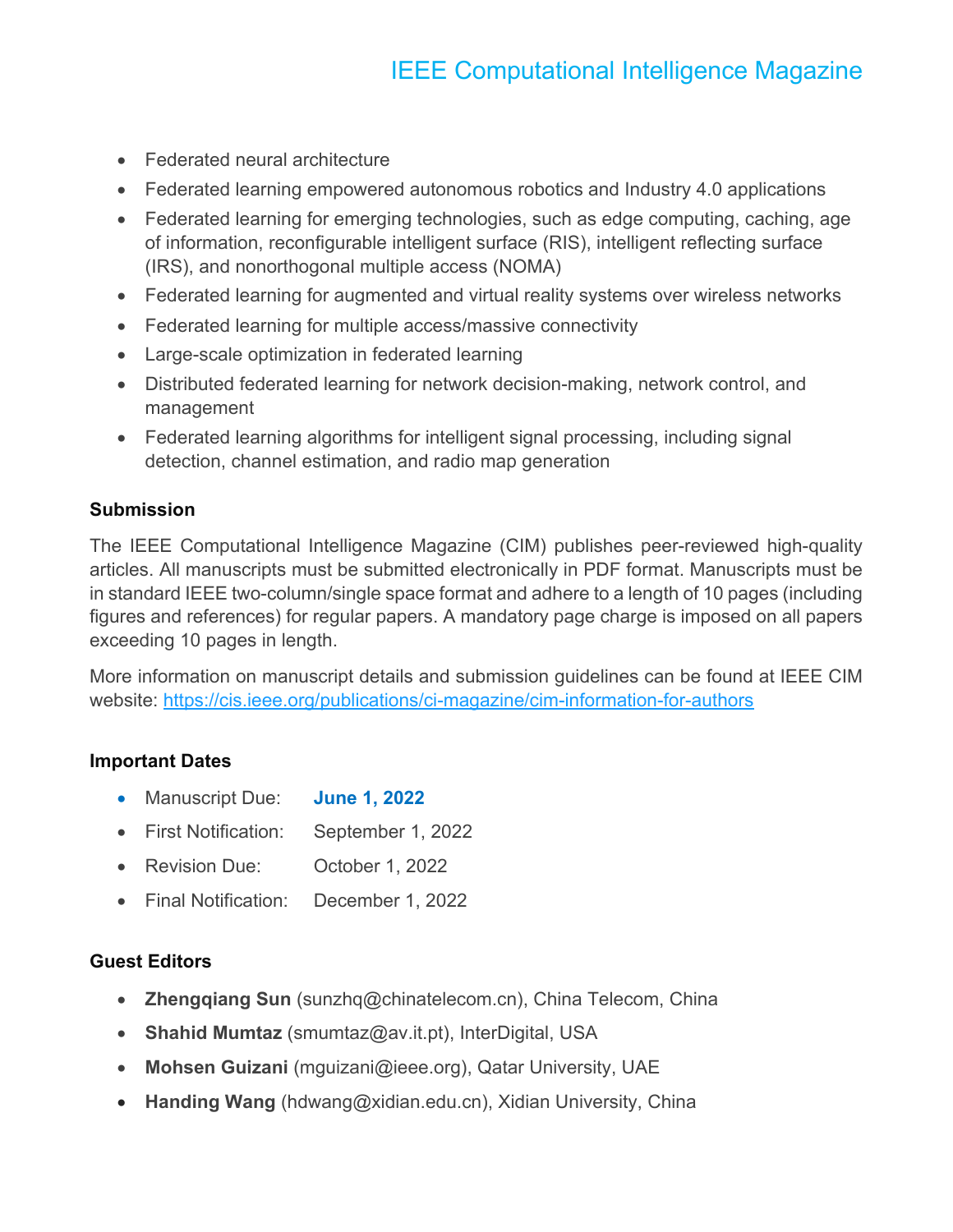- Federated neural architecture
- Federated learning empowered autonomous robotics and Industry 4.0 applications
- Federated learning for emerging technologies, such as edge computing, caching, age of information, reconfigurable intelligent surface (RIS), intelligent reflecting surface (IRS), and nonorthogonal multiple access (NOMA)
- Federated learning for augmented and virtual reality systems over wireless networks
- Federated learning for multiple access/massive connectivity
- Large-scale optimization in federated learning
- Distributed federated learning for network decision-making, network control, and management
- Federated learning algorithms for intelligent signal processing, including signal detection, channel estimation, and radio map generation

### Submission

The IEEE Computational Intelligence Magazine (CIM) publishes peer-reviewed high-quality articles. All manuscripts must be submitted electronically in PDF format. Manuscripts must be in standard IEEE two-column/single space format and adhere to a length of 10 pages (including figures and references) for regular papers. A mandatory page charge is imposed on all papers exceeding 10 pages in length.

More information on manuscript details and submission guidelines can be found at IEEE CIM website: https://cis.ieee.org/publications/ci-magazine/cim-information-for-authors

### Important Dates

- Manuscript Due: **June 1, 2022**
- First Notification: September 1, 2022
- Revision Due: October 1, 2022
- Final Notification: December 1, 2022

### Guest Editors

- **Zhengqiang Sun** (sunzhq@chinatelecom.cn), China Telecom, China
- **Shahid Mumtaz** (smumtaz@av.it.pt), InterDigital, USA
- **Mohsen Guizani** (mguizani@ieee.org), Qatar University, UAE
- **Handing Wang** (hdwang@xidian.edu.cn), Xidian University, China